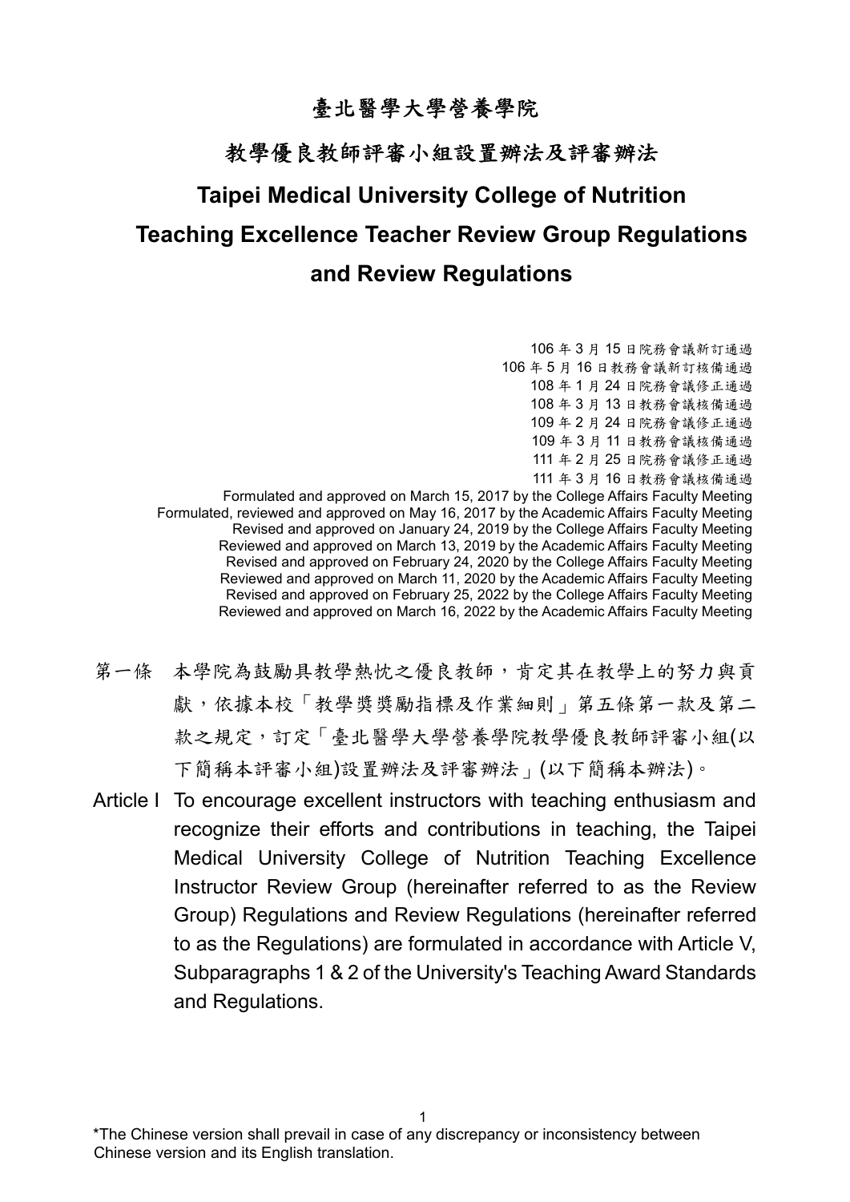# 臺北醫學大學營養學院

## 教學優良教師評審小組設置辦法及評審辦法

# Taipei Medical University College of Nutrition Teaching Excellence Teacher Review Group Regulations and Review Regulations

106 年 3 月 15 日院務會議新訂通過
106 年 5 月 16 日教務會議新訂核備通過
108 年 1 月 24 日院務會議修正通過
108 年 3 月 13 日教務會議核備通過
109 年 2 月 24 日院務會議修正通過
109 年 3 月 11 日教務會議核備通過
111 年 2 月 25 日院務會議修正通過
111 年 3 月 16 日教務會議核備通過
Formulated and approved on March 15, 2017 by the College Affairs Faculty Meeting
Formulated, reviewed and approved on May 16, 2017 by the Academic Affairs Faculty Meeting
Revised and approved on January 24, 2019 by the College Affairs Faculty Meeting
Reviewed and approved on March 13, 2019 by the Academic Affairs Faculty Meeting
Revised and approved on February 24, 2020 by the College Affairs Faculty Meeting
Reviewed and approved on March 11, 2020 by the Academic Affairs Faculty Meeting
Revised and approved on February 25, 2022 by the College Affairs Faculty Meeting
Reviewed and approved on March 16, 2022 by the Academic Affairs Faculty Meeting

第一條 本學院為鼓勵具教學熱忱之優良教師，肯定其在教學上的努力與貢獻，依據本校「教學獎獎勵指標及作業細則」第五條第一款及第二款之規定，訂定「臺北醫學大學營養學院教學優良教師評審小組(以下簡稱本評審小組)設置辦法及評審辦法」(以下簡稱本辦法)。

Article I To encourage excellent instructors with teaching enthusiasm and recognize their efforts and contributions in teaching, the Taipei Medical University College of Nutrition Teaching Excellence Instructor Review Group (hereinafter referred to as the Review Group) Regulations and Review Regulations (hereinafter referred to as the Regulations) are formulated in accordance with Article V, Subparagraphs 1 & 2 of the University's Teaching Award Standards and Regulations.

*The Chinese version shall prevail in case of any discrepancy or inconsistency between Chinese version and its English translation.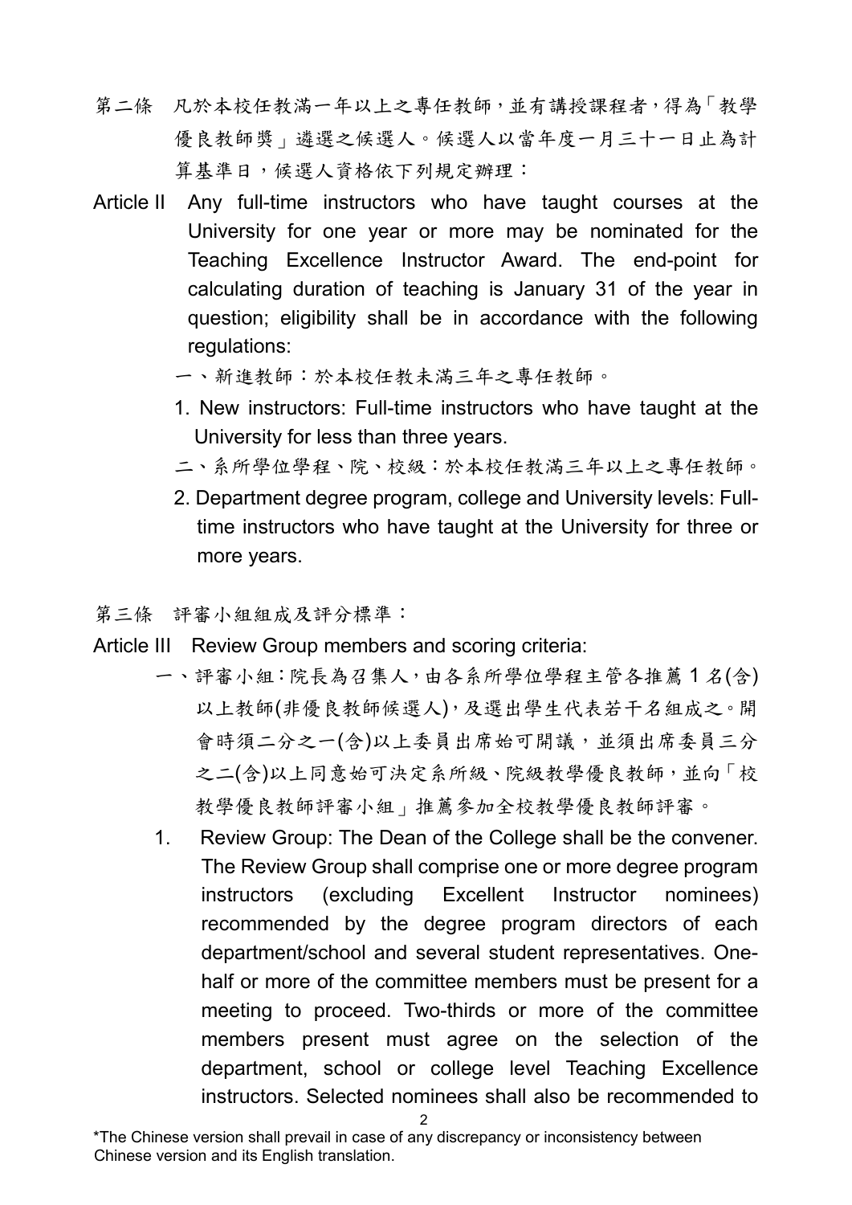第二條　凡於本校任教滿一年以上之專任教師，並有講授課程者，得為「教學優良教師獎」遴選之候選人。候選人以當年度一月三十一日止為計算基準日，候選人資格依下列規定辦理：

Article II　Any full-time instructors who have taught courses at the University for one year or more may be nominated for the Teaching Excellence Instructor Award. The end-point for calculating duration of teaching is January 31 of the year in question; eligibility shall be in accordance with the following regulations:

一、新進教師：於本校任教未滿三年之專任教師。

1. New instructors: Full-time instructors who have taught at the University for less than three years.

二、系所學位學程、院、校級：於本校任教滿三年以上之專任教師。

2. Department degree program, college and University levels: Full-time instructors who have taught at the University for three or more years.

第三條　評審小組組成及評分標準：

Article III　Review Group members and scoring criteria:

一、評審小組：院長為召集人，由各系所學位學程主管各推薦 1 名(含)以上教師(非優良教師候選人)，及選出學生代表若干名組成之。開會時須二分之一(含)以上委員出席始可開議，並須出席委員三分之二(含)以上同意始可決定系所級、院級教學優良教師，並向「校教學優良教師評審小組」推薦參加全校教學優良教師評審。

1. Review Group: The Dean of the College shall be the convener. The Review Group shall comprise one or more degree program instructors (excluding Excellent Instructor nominees) recommended by the degree program directors of each department/school and several student representatives. One-half or more of the committee members must be present for a meeting to proceed. Two-thirds or more of the committee members present must agree on the selection of the department, school or college level Teaching Excellence instructors. Selected nominees shall also be recommended to

*The Chinese version shall prevail in case of any discrepancy or inconsistency between Chinese version and its English translation.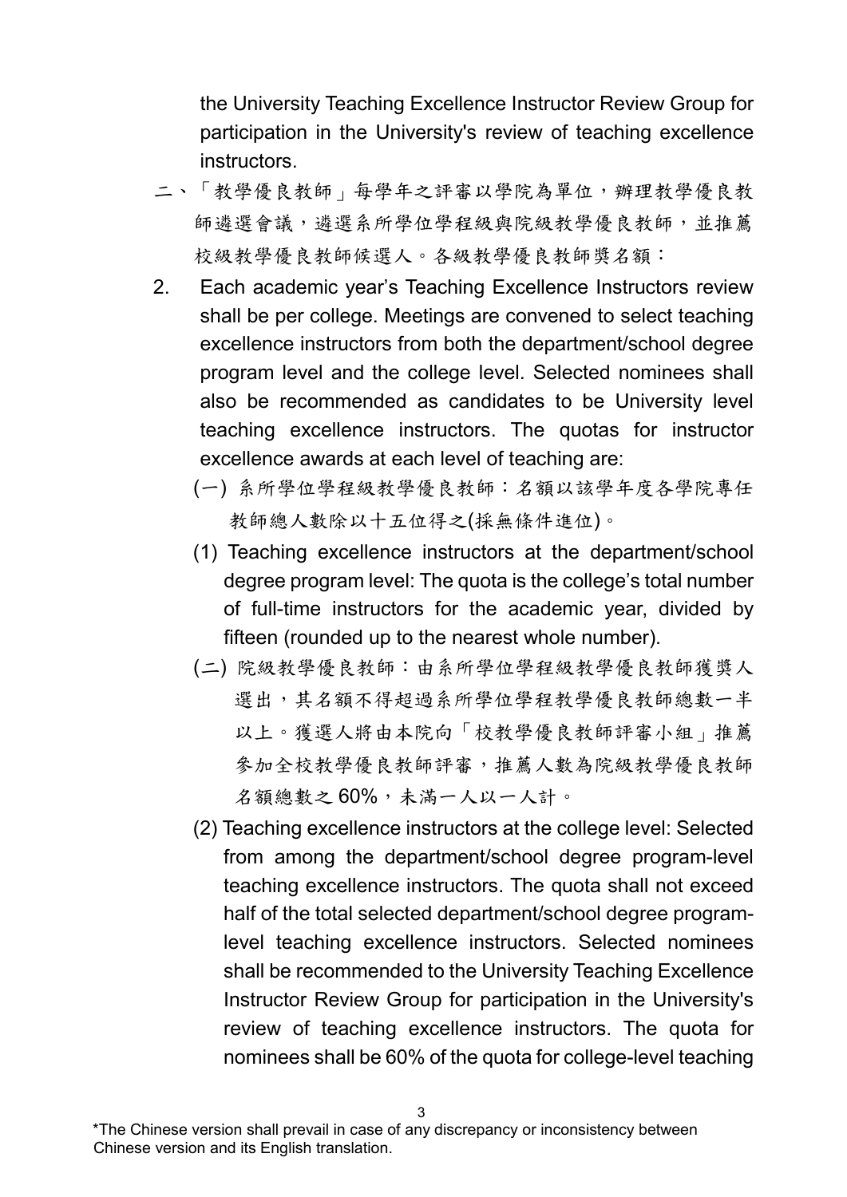the University Teaching Excellence Instructor Review Group for participation in the University's review of teaching excellence instructors.

二、「教學優良教師」每學年之評審以學院為單位，辦理教學優良教師遴選會議，遴選系所學位學程級與院級教學優良教師，並推薦校級教學優良教師候選人。各級教學優良教師獎名額：

2. Each academic year's Teaching Excellence Instructors review shall be per college. Meetings are convened to select teaching excellence instructors from both the department/school degree program level and the college level. Selected nominees shall also be recommended as candidates to be University level teaching excellence instructors. The quotas for instructor excellence awards at each level of teaching are:

(一) 系所學位學程級教學優良教師：名額以該學年度各學院專任教師總人數除以十五位得之(採無條件進位)。

(1) Teaching excellence instructors at the department/school degree program level: The quota is the college's total number of full-time instructors for the academic year, divided by fifteen (rounded up to the nearest whole number).

(二) 院級教學優良教師：由系所學位學程級教學優良教師獲獎人選出，其名額不得超過系所學位學程教學優良教師總數一半以上。獲選人將由本院向「校教學優良教師評審小組」推薦參加全校教學優良教師評審，推薦人數為院級教學優良教師名額總數之 60%，未滿一人以一人計。

(2) Teaching excellence instructors at the college level: Selected from among the department/school degree program-level teaching excellence instructors. The quota shall not exceed half of the total selected department/school degree program-level teaching excellence instructors. Selected nominees shall be recommended to the University Teaching Excellence Instructor Review Group for participation in the University's review of teaching excellence instructors. The quota for nominees shall be 60% of the quota for college-level teaching

*The Chinese version shall prevail in case of any discrepancy or inconsistency between Chinese version and its English translation.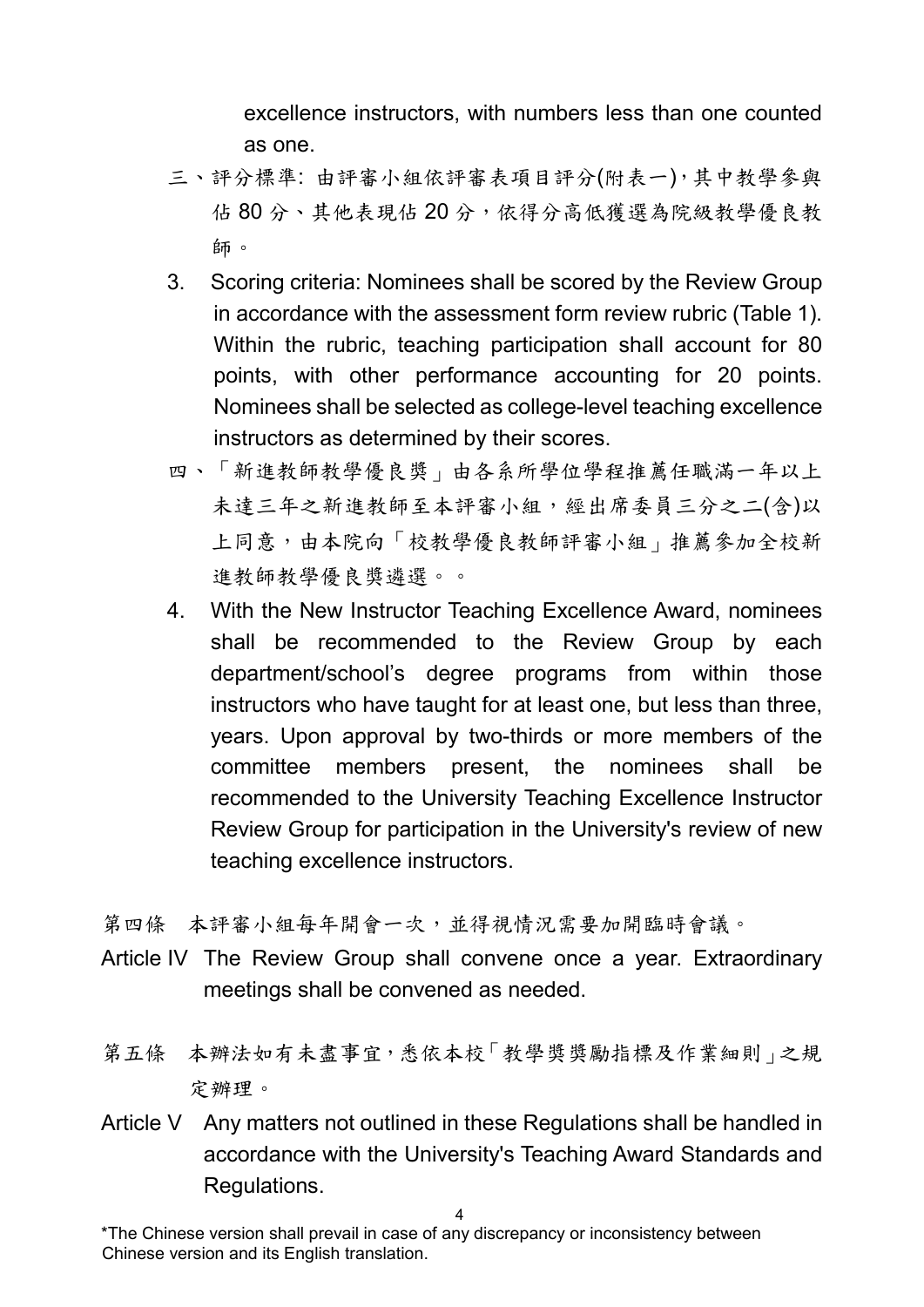excellence instructors, with numbers less than one counted as one.

三、評分標準: 由評審小組依評審表項目評分(附表一)，其中教學參與佔 80 分、其他表現佔 20 分，依得分高低獲選為院級教學優良教師。

3. Scoring criteria: Nominees shall be scored by the Review Group in accordance with the assessment form review rubric (Table 1). Within the rubric, teaching participation shall account for 80 points, with other performance accounting for 20 points. Nominees shall be selected as college-level teaching excellence instructors as determined by their scores.

四、「新進教師教學優良獎」由各系所學位學程推薦任職滿一年以上未達三年之新進教師至本評審小組，經出席委員三分之二(含)以上同意，由本院向「校教學優良教師評審小組」推薦參加全校新進教師教學優良獎遴選。。

4. With the New Instructor Teaching Excellence Award, nominees shall be recommended to the Review Group by each department/school's degree programs from within those instructors who have taught for at least one, but less than three, years. Upon approval by two-thirds or more members of the committee members present, the nominees shall be recommended to the University Teaching Excellence Instructor Review Group for participation in the University's review of new teaching excellence instructors.

第四條　本評審小組每年開會一次，並得視情況需要加開臨時會議。

Article IV The Review Group shall convene once a year. Extraordinary meetings shall be convened as needed.

第五條　本辦法如有未盡事宜，悉依本校「教學獎獎勵指標及作業細則」之規定辦理。

Article V Any matters not outlined in these Regulations shall be handled in accordance with the University's Teaching Award Standards and Regulations.

*The Chinese version shall prevail in case of any discrepancy or inconsistency between Chinese version and its English translation.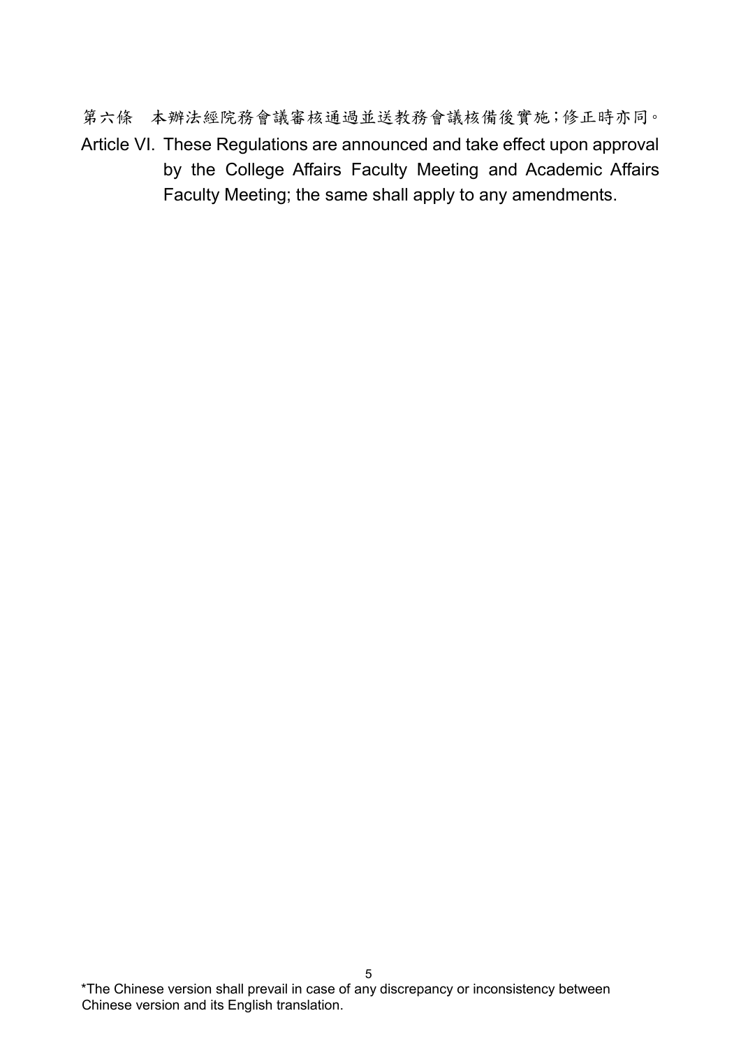第六條　本辦法經院務會議審核通過並送教務會議核備後實施；修正時亦同。

Article VI. These Regulations are announced and take effect upon approval by the College Affairs Faculty Meeting and Academic Affairs Faculty Meeting; the same shall apply to any amendments.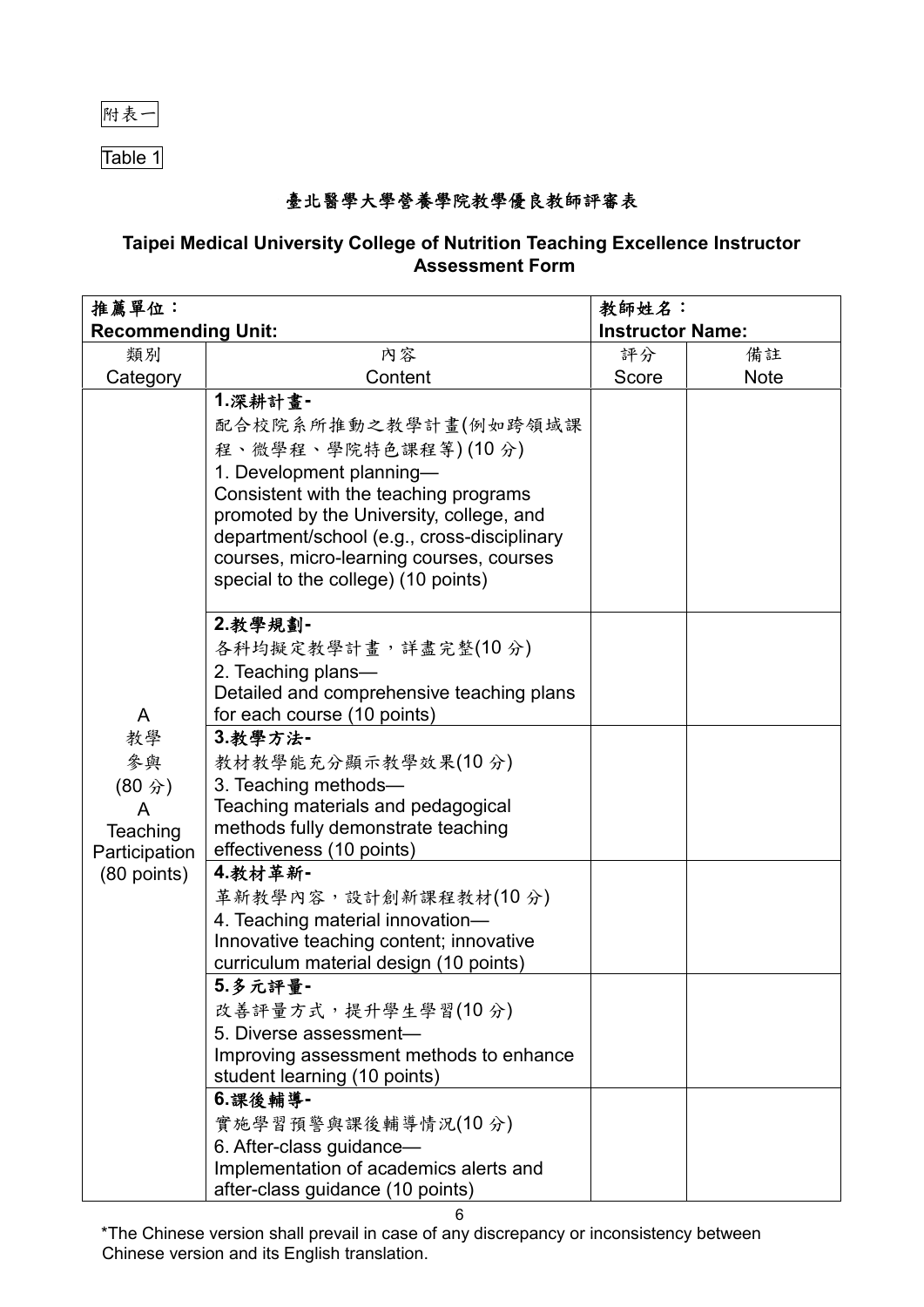附表一

Table 1

## 臺北醫學大學營養學院教學優良教師評審表

## Taipei Medical University College of Nutrition Teaching Excellence Instructor Assessment Form

| 推薦單位：<br>Recommending Unit: | | 教師姓名：<br>Instructor Name: | |
|---|---|---|---|
| 類別<br>Category | 內容<br>Content | 評分<br>Score | 備註<br>Note |
| A<br>教學<br>參與<br>(80 分)<br>A<br>Teaching<br>Participation<br>(80 points) | **1.深耕計畫-**<br>配合校院系所推動之教學計畫(例如跨領域課程、微學程、學院特色課程等) (10 分)<br>1. Development planning—<br>Consistent with the teaching programs promoted by the University, college, and department/school (e.g., cross-disciplinary courses, micro-learning courses, courses special to the college) (10 points) | | |
| | **2.教學規劃-**<br>各科均擬定教學計畫，詳盡完整(10 分)<br>2. Teaching plans—<br>Detailed and comprehensive teaching plans for each course (10 points) | | |
| | **3.教學方法-**<br>教材教學能充分顯示教學效果(10 分)<br>3. Teaching methods—<br>Teaching materials and pedagogical methods fully demonstrate teaching effectiveness (10 points) | | |
| | **4.教材革新-**<br>革新教學內容，設計創新課程教材(10 分)<br>4. Teaching material innovation—<br>Innovative teaching content; innovative curriculum material design (10 points) | | |
| | **5.多元評量-**<br>改善評量方式，提升學生學習(10 分)<br>5. Diverse assessment—<br>Improving assessment methods to enhance student learning (10 points) | | |
| | **6.課後輔導-**<br>實施學習預警與課後輔導情況(10 分)<br>6. After-class guidance—<br>Implementation of academics alerts and after-class guidance (10 points) | | |

\*The Chinese version shall prevail in case of any discrepancy or inconsistency between Chinese version and its English translation.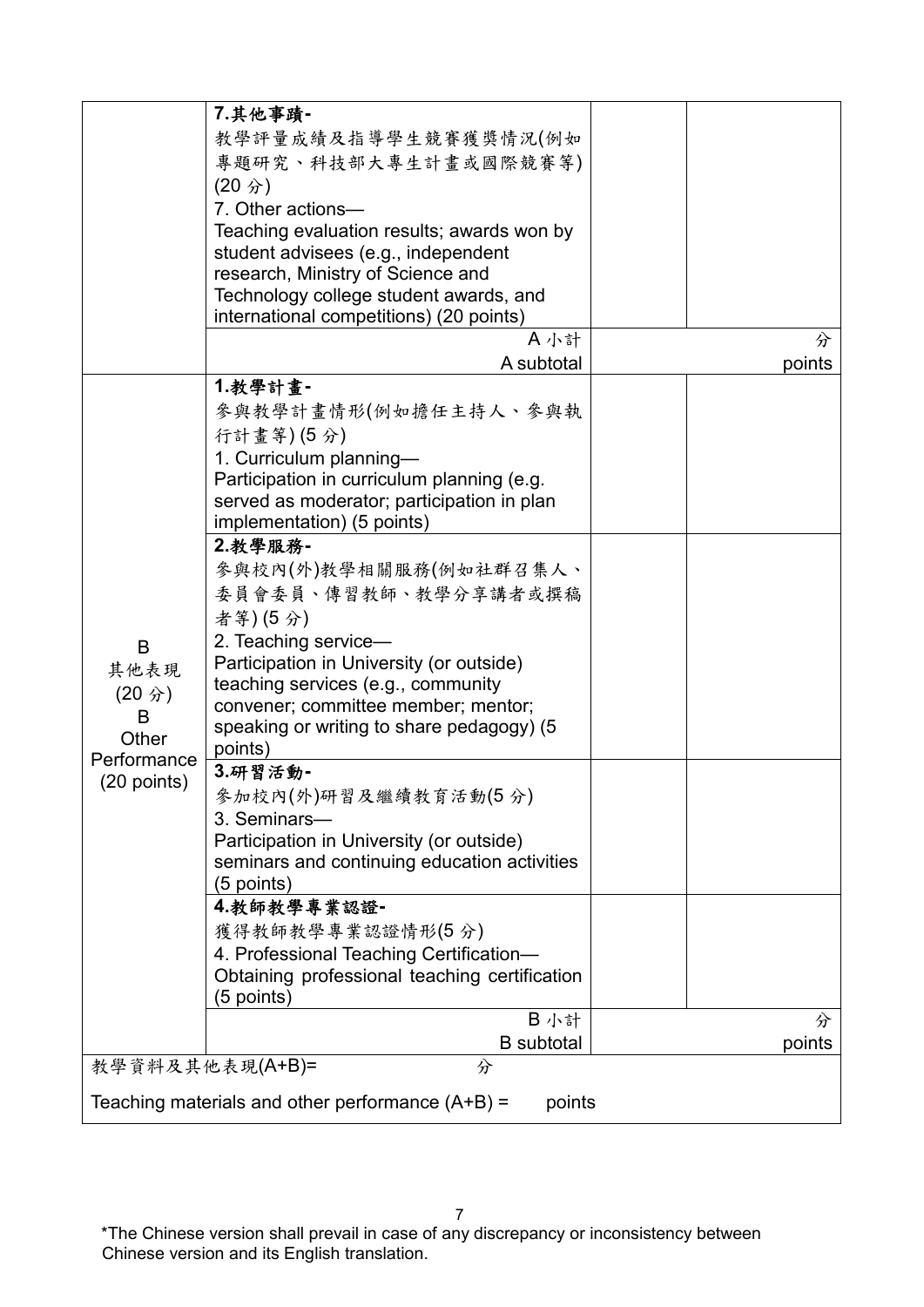| | | | |
|---|---|---|---|
| | **7.其他事蹟-**<br>教學評量成績及指導學生競賽獲獎情況(例如專題研究、科技部大專生計畫或國際競賽等)(20 分)<br>7. Other actions—<br>Teaching evaluation results; awards won by student advisees (e.g., independent research, Ministry of Science and Technology college student awards, and international competitions) (20 points) | | |
| | A 小計<br>A subtotal | | 分<br>points |
| B<br>其他表現<br>(20 分)<br>B<br>Other Performance<br>(20 points) | **1.教學計畫-**<br>參與教學計畫情形(例如擔任主持人、參與執行計畫等) (5 分)<br>1. Curriculum planning—<br>Participation in curriculum planning (e.g. served as moderator; participation in plan implementation) (5 points) | | |
| | **2.教學服務-**<br>參與校內(外)教學相關服務(例如社群召集人、委員會委員、傳習教師、教學分享講者或撰稿者等) (5 分)<br>2. Teaching service—<br>Participation in University (or outside) teaching services (e.g., community convener; committee member; mentor; speaking or writing to share pedagogy) (5 points) | | |
| | **3.研習活動-**<br>參加校內(外)研習及繼續教育活動(5 分)<br>3. Seminars—<br>Participation in University (or outside) seminars and continuing education activities (5 points) | | |
| | **4.教師教學專業認證-**<br>獲得教師教學專業認證情形(5 分)<br>4. Professional Teaching Certification—<br>Obtaining professional teaching certification (5 points) | | |
| | B 小計<br>B subtotal | | 分<br>points |
| 教學資料及其他表現(A+B)= 分<br>Teaching materials and other performance (A+B) = points | | | |

*The Chinese version shall prevail in case of any discrepancy or inconsistency between Chinese version and its English translation.